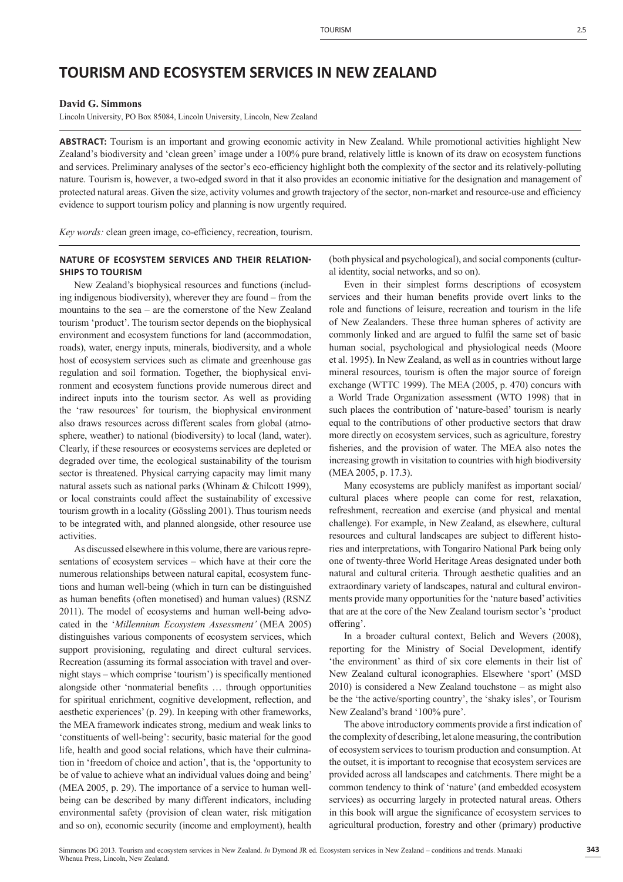# TOURISM AND ECOSYSTEM SERVICES IN NEW ZEALAND

**David G. Simmons**

Lincoln University, PO Box 85084, Lincoln University, Lincoln, New Zealand

**ABSTRACT:** Tourism is an important and growing economic activity in New Zealand. While promotional activities highlight New Zealand's biodiversity and 'clean green' image under a 100% pure brand, relatively little is known of its draw on ecosystem functions and services. Preliminary analyses of the sector's eco-efficiency highlight both the complexity of the sector and its relatively-polluting nature. Tourism is, however, a two-edged sword in that it also provides an economic initiative for the designation and management of protected natural areas. Given the size, activity volumes and growth trajectory of the sector, non-market and resource-use and efficiency evidence to support tourism policy and planning is now urgently required.

*Key words:* clean green image, co-efficiency, recreation, tourism.

## NATURE OF ECOSYSTEM SERVICES AND THEIR RELATIONSHIPS TO TOURISM

New Zealand's biophysical resources and functions (including indigenous biodiversity), wherever they are found – from the mountains to the sea – are the cornerstone of the New Zealand tourism 'product'. The tourism sector depends on the biophysical environment and ecosystem functions for land (accommodation, roads), water, energy inputs, minerals, biodiversity, and a whole host of ecosystem services such as climate and greenhouse gas regulation and soil formation. Together, the biophysical environment and ecosystem functions provide numerous direct and indirect inputs into the tourism sector. As well as providing the 'raw resources' for tourism, the biophysical environment also draws resources across different scales from global (atmosphere, weather) to national (biodiversity) to local (land, water). Clearly, if these resources or ecosystems services are depleted or degraded over time, the ecological sustainability of the tourism sector is threatened. Physical carrying capacity may limit many natural assets such as national parks (Whinam & Chilcott 1999), or local constraints could affect the sustainability of excessive tourism growth in a locality (Gössling 2001). Thus tourism needs to be integrated with, and planned alongside, other resource use activities.

As discussed elsewhere in this volume, there are various representations of ecosystem services – which have at their core the numerous relationships between natural capital, ecosystem functions and human well-being (which in turn can be distinguished as human benefits (often monetised) and human values) (RSNZ 2011). The model of ecosystems and human well-being advocated in the '*Millennium Ecosystem Assessment'* (MEA 2005) distinguishes various components of ecosystem services, which support provisioning, regulating and direct cultural services. Recreation (assuming its formal association with travel and overnight stays – which comprise 'tourism') is specifically mentioned alongside other 'nonmaterial benefits … through opportunities for spiritual enrichment, cognitive development, reflection, and aesthetic experiences' (p. 29). In keeping with other frameworks, the MEA framework indicates strong, medium and weak links to 'constituents of well-being': security, basic material for the good life, health and good social relations, which have their culmination in 'freedom of choice and action', that is, the 'opportunity to be of value to achieve what an individual values doing and being' (MEA 2005, p. 29). The importance of a service to human well-being can be described by many different indicators, including environmental safety (provision of clean water, risk mitigation and so on), economic security (income and employment), health (both physical and psychological), and social components (cultural identity, social networks, and so on).

Even in their simplest forms descriptions of ecosystem services and their human benefits provide overt links to the role and functions of leisure, recreation and tourism in the life of New Zealanders. These three human spheres of activity are commonly linked and are argued to fulfil the same set of basic human social, psychological and physiological needs (Moore et al. 1995). In New Zealand, as well as in countries without large mineral resources, tourism is often the major source of foreign exchange (WTTC 1999). The MEA (2005, p. 470) concurs with a World Trade Organization assessment (WTO 1998) that in such places the contribution of 'nature-based' tourism is nearly equal to the contributions of other productive sectors that draw more directly on ecosystem services, such as agriculture, forestry fisheries, and the provision of water. The MEA also notes the increasing growth in visitation to countries with high biodiversity (MEA 2005, p. 17.3).

Many ecosystems are publicly manifest as important social/cultural places where people can come for rest, relaxation, refreshment, recreation and exercise (and physical and mental challenge). For example, in New Zealand, as elsewhere, cultural resources and cultural landscapes are subject to different histories and interpretations, with Tongariro National Park being only one of twenty-three World Heritage Areas designated under both natural and cultural criteria. Through aesthetic qualities and an extraordinary variety of landscapes, natural and cultural environments provide many opportunities for the 'nature based' activities that are at the core of the New Zealand tourism sector's 'product offering'.

In a broader cultural context, Belich and Wevers (2008), reporting for the Ministry of Social Development, identify 'the environment' as third of six core elements in their list of New Zealand cultural iconographies. Elsewhere 'sport' (MSD 2010) is considered a New Zealand touchstone – as might also be the 'the active/sporting country', the 'shaky isles', or Tourism New Zealand's brand '100% pure'.

The above introductory comments provide a first indication of the complexity of describing, let alone measuring, the contribution of ecosystem services to tourism production and consumption. At the outset, it is important to recognise that ecosystem services are provided across all landscapes and catchments. There might be a common tendency to think of 'nature' (and embedded ecosystem services) as occurring largely in protected natural areas. Others in this book will argue the significance of ecosystem services to agricultural production, forestry and other (primary) productive

Simmons DG 2013. Tourism and ecosystem services in New Zealand. *In* Dymond JR ed. Ecosystem services in New Zealand – conditions and trends. Manaaki Whenua Press, Lincoln, New Zealand.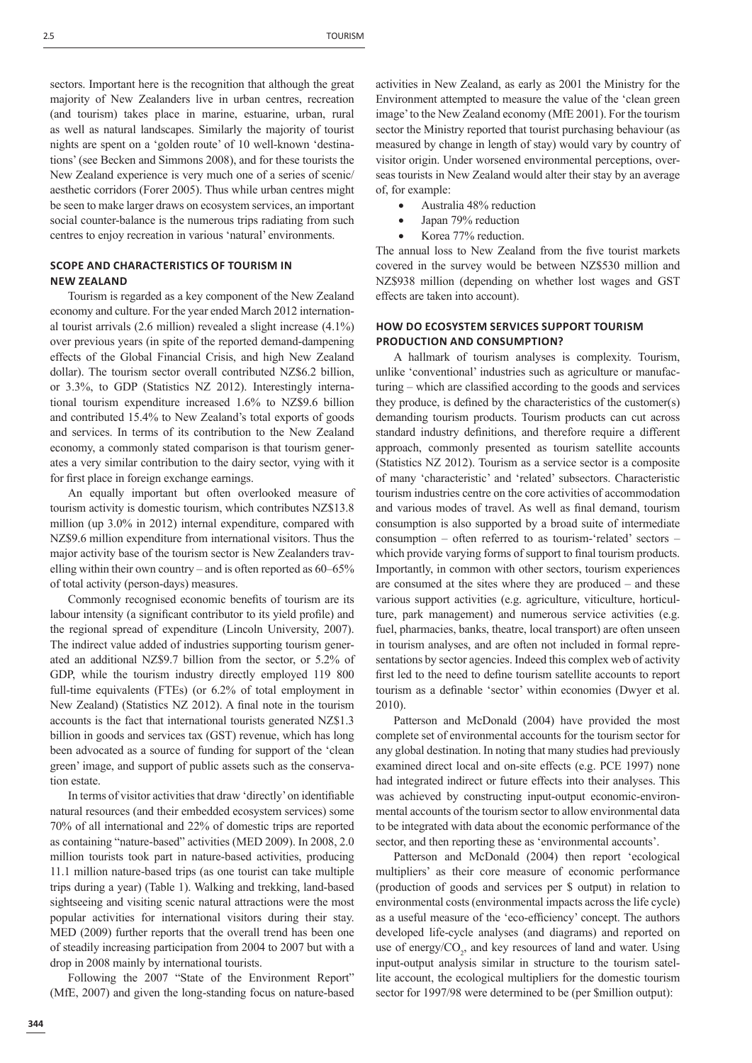sectors. Important here is the recognition that although the great majority of New Zealanders live in urban centres, recreation (and tourism) takes place in marine, estuarine, urban, rural as well as natural landscapes. Similarly the majority of tourist nights are spent on a 'golden route' of 10 well-known 'destinations' (see Becken and Simmons 2008), and for these tourists the New Zealand experience is very much one of a series of scenic/aesthetic corridors (Forer 2005). Thus while urban centres might be seen to make larger draws on ecosystem services, an important social counter-balance is the numerous trips radiating from such centres to enjoy recreation in various 'natural' environments.

## SCOPE AND CHARACTERISTICS OF TOURISM IN NEW ZEALAND

Tourism is regarded as a key component of the New Zealand economy and culture. For the year ended March 2012 international tourist arrivals (2.6 million) revealed a slight increase (4.1%) over previous years (in spite of the reported demand-dampening effects of the Global Financial Crisis, and high New Zealand dollar). The tourism sector overall contributed NZ$6.2 billion, or 3.3%, to GDP (Statistics NZ 2012). Interestingly international tourism expenditure increased 1.6% to NZ$9.6 billion and contributed 15.4% to New Zealand's total exports of goods and services. In terms of its contribution to the New Zealand economy, a commonly stated comparison is that tourism generates a very similar contribution to the dairy sector, vying with it for first place in foreign exchange earnings.

An equally important but often overlooked measure of tourism activity is domestic tourism, which contributes NZ$13.8 million (up 3.0% in 2012) internal expenditure, compared with NZ$9.6 million expenditure from international visitors. Thus the major activity base of the tourism sector is New Zealanders travelling within their own country – and is often reported as 60–65% of total activity (person-days) measures.

Commonly recognised economic benefits of tourism are its labour intensity (a significant contributor to its yield profile) and the regional spread of expenditure (Lincoln University, 2007). The indirect value added of industries supporting tourism generated an additional NZ$9.7 billion from the sector, or 5.2% of GDP, while the tourism industry directly employed 119 800 full-time equivalents (FTEs) (or 6.2% of total employment in New Zealand) (Statistics NZ 2012). A final note in the tourism accounts is the fact that international tourists generated NZ$1.3 billion in goods and services tax (GST) revenue, which has long been advocated as a source of funding for support of the 'clean green' image, and support of public assets such as the conservation estate.

In terms of visitor activities that draw 'directly' on identifiable natural resources (and their embedded ecosystem services) some 70% of all international and 22% of domestic trips are reported as containing "nature-based" activities (MED 2009). In 2008, 2.0 million tourists took part in nature-based activities, producing 11.1 million nature-based trips (as one tourist can take multiple trips during a year) (Table 1). Walking and trekking, land-based sightseeing and visiting scenic natural attractions were the most popular activities for international visitors during their stay. MED (2009) further reports that the overall trend has been one of steadily increasing participation from 2004 to 2007 but with a drop in 2008 mainly by international tourists.

Following the 2007 "State of the Environment Report" (MfE, 2007) and given the long-standing focus on nature-based activities in New Zealand, as early as 2001 the Ministry for the Environment attempted to measure the value of the 'clean green image' to the New Zealand economy (MfE 2001). For the tourism sector the Ministry reported that tourist purchasing behaviour (as measured by change in length of stay) would vary by country of visitor origin. Under worsened environmental perceptions, overseas tourists in New Zealand would alter their stay by an average of, for example:

- Australia 48% reduction
- Japan 79% reduction
- Korea 77% reduction.

The annual loss to New Zealand from the five tourist markets covered in the survey would be between NZ$530 million and NZ$938 million (depending on whether lost wages and GST effects are taken into account).

## HOW DO ECOSYSTEM SERVICES SUPPORT TOURISM PRODUCTION AND CONSUMPTION?

A hallmark of tourism analyses is complexity. Tourism, unlike 'conventional' industries such as agriculture or manufacturing – which are classified according to the goods and services they produce, is defined by the characteristics of the customer(s) demanding tourism products. Tourism products can cut across standard industry definitions, and therefore require a different approach, commonly presented as tourism satellite accounts (Statistics NZ 2012). Tourism as a service sector is a composite of many 'characteristic' and 'related' subsectors. Characteristic tourism industries centre on the core activities of accommodation and various modes of travel. As well as final demand, tourism consumption is also supported by a broad suite of intermediate consumption – often referred to as tourism-'related' sectors – which provide varying forms of support to final tourism products. Importantly, in common with other sectors, tourism experiences are consumed at the sites where they are produced – and these various support activities (e.g. agriculture, viticulture, horticulture, park management) and numerous service activities (e.g. fuel, pharmacies, banks, theatre, local transport) are often unseen in tourism analyses, and are often not included in formal representations by sector agencies. Indeed this complex web of activity first led to the need to define tourism satellite accounts to report tourism as a definable 'sector' within economies (Dwyer et al. 2010).

Patterson and McDonald (2004) have provided the most complete set of environmental accounts for the tourism sector for any global destination. In noting that many studies had previously examined direct local and on-site effects (e.g. PCE 1997) none had integrated indirect or future effects into their analyses. This was achieved by constructing input-output economic-environmental accounts of the tourism sector to allow environmental data to be integrated with data about the economic performance of the sector, and then reporting these as 'environmental accounts'.

Patterson and McDonald (2004) then report 'ecological multipliers' as their core measure of economic performance (production of goods and services per \$ output) in relation to environmental costs (environmental impacts across the life cycle) as a useful measure of the 'eco-efficiency' concept. The authors developed life-cycle analyses (and diagrams) and reported on use of energy/$CO_2$, and key resources of land and water. Using input-output analysis similar in structure to the tourism satellite account, the ecological multipliers for the domestic tourism sector for 1997/98 were determined to be (per \$million output):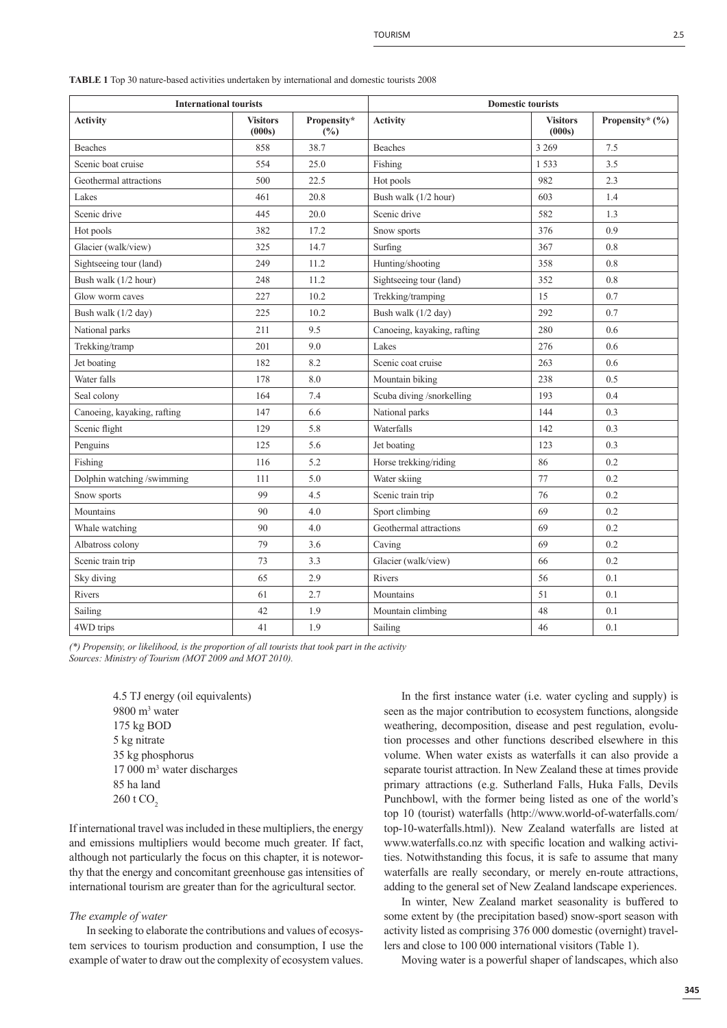**TABLE 1** Top 30 nature-based activities undertaken by international and domestic tourists 2008

| International tourists | | | Domestic tourists | | |
|---|---|---|---|---|---|
| **Activity** | **Visitors (000s)** | **Propensity* (%)** | **Activity** | **Visitors (000s)** | **Propensity* (%)** |
| Beaches | 858 | 38.7 | Beaches | 3 269 | 7.5 |
| Scenic boat cruise | 554 | 25.0 | Fishing | 1 533 | 3.5 |
| Geothermal attractions | 500 | 22.5 | Hot pools | 982 | 2.3 |
| Lakes | 461 | 20.8 | Bush walk (1/2 hour) | 603 | 1.4 |
| Scenic drive | 445 | 20.0 | Scenic drive | 582 | 1.3 |
| Hot pools | 382 | 17.2 | Snow sports | 376 | 0.9 |
| Glacier (walk/view) | 325 | 14.7 | Surfing | 367 | 0.8 |
| Sightseeing tour (land) | 249 | 11.2 | Hunting/shooting | 358 | 0.8 |
| Bush walk (1/2 hour) | 248 | 11.2 | Sightseeing tour (land) | 352 | 0.8 |
| Glow worm caves | 227 | 10.2 | Trekking/tramping | 15 | 0.7 |
| Bush walk (1/2 day) | 225 | 10.2 | Bush walk (1/2 day) | 292 | 0.7 |
| National parks | 211 | 9.5 | Canoeing, kayaking, rafting | 280 | 0.6 |
| Trekking/tramp | 201 | 9.0 | Lakes | 276 | 0.6 |
| Jet boating | 182 | 8.2 | Scenic coat cruise | 263 | 0.6 |
| Water falls | 178 | 8.0 | Mountain biking | 238 | 0.5 |
| Seal colony | 164 | 7.4 | Scuba diving /snorkelling | 193 | 0.4 |
| Canoeing, kayaking, rafting | 147 | 6.6 | National parks | 144 | 0.3 |
| Scenic flight | 129 | 5.8 | Waterfalls | 142 | 0.3 |
| Penguins | 125 | 5.6 | Jet boating | 123 | 0.3 |
| Fishing | 116 | 5.2 | Horse trekking/riding | 86 | 0.2 |
| Dolphin watching /swimming | 111 | 5.0 | Water skiing | 77 | 0.2 |
| Snow sports | 99 | 4.5 | Scenic train trip | 76 | 0.2 |
| Mountains | 90 | 4.0 | Sport climbing | 69 | 0.2 |
| Whale watching | 90 | 4.0 | Geothermal attractions | 69 | 0.2 |
| Albatross colony | 79 | 3.6 | Caving | 69 | 0.2 |
| Scenic train trip | 73 | 3.3 | Glacier (walk/view) | 66 | 0.2 |
| Sky diving | 65 | 2.9 | Rivers | 56 | 0.1 |
| Rivers | 61 | 2.7 | Mountains | 51 | 0.1 |
| Sailing | 42 | 1.9 | Mountain climbing | 48 | 0.1 |
| 4WD trips | 41 | 1.9 | Sailing | 46 | 0.1 |

*(*) Propensity, or likelihood, is the proportion of all tourists that took part in the activity*
*Sources: Ministry of Tourism (MOT 2009 and MOT 2010).*

4.5 TJ energy (oil equivalents)
9800 $m^3$ water
175 kg BOD
5 kg nitrate
35 kg phosphorus
17 000 $m^3$ water discharges
85 ha land
260 t $CO_2$

If international travel was included in these multipliers, the energy and emissions multipliers would become much greater. If fact, although not particularly the focus on this chapter, it is noteworthy that the energy and concomitant greenhouse gas intensities of international tourism are greater than for the agricultural sector.

*The example of water*

In seeking to elaborate the contributions and values of ecosystem services to tourism production and consumption, I use the example of water to draw out the complexity of ecosystem values.

In the first instance water (i.e. water cycling and supply) is seen as the major contribution to ecosystem functions, alongside weathering, decomposition, disease and pest regulation, evolution processes and other functions described elsewhere in this volume. When water exists as waterfalls it can also provide a separate tourist attraction. In New Zealand these at times provide primary attractions (e.g. Sutherland Falls, Huka Falls, Devils Punchbowl, with the former being listed as one of the world's top 10 (tourist) waterfalls (http://www.world-of-waterfalls.com/top-10-waterfalls.html)). New Zealand waterfalls are listed at www.waterfalls.co.nz with specific location and walking activities. Notwithstanding this focus, it is safe to assume that many waterfalls are really secondary, or merely en-route attractions, adding to the general set of New Zealand landscape experiences.

In winter, New Zealand market seasonality is buffered to some extent by (the precipitation based) snow-sport season with activity listed as comprising 376 000 domestic (overnight) travellers and close to 100 000 international visitors (Table 1).

Moving water is a powerful shaper of landscapes, which also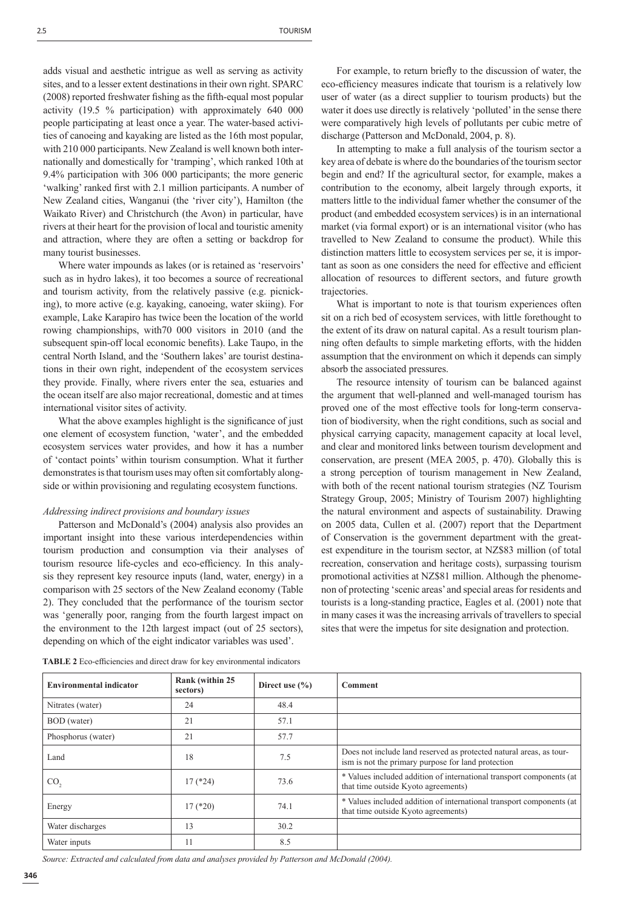adds visual and aesthetic intrigue as well as serving as activity sites, and to a lesser extent destinations in their own right. SPARC (2008) reported freshwater fishing as the fifth-equal most popular activity (19.5 % participation) with approximately 640 000 people participating at least once a year. The water-based activities of canoeing and kayaking are listed as the 16th most popular, with 210 000 participants. New Zealand is well known both internationally and domestically for 'tramping', which ranked 10th at 9.4% participation with 306 000 participants; the more generic 'walking' ranked first with 2.1 million participants. A number of New Zealand cities, Wanganui (the 'river city'), Hamilton (the Waikato River) and Christchurch (the Avon) in particular, have rivers at their heart for the provision of local and touristic amenity and attraction, where they are often a setting or backdrop for many tourist businesses.

Where water impounds as lakes (or is retained as 'reservoirs' such as in hydro lakes), it too becomes a source of recreational and tourism activity, from the relatively passive (e.g. picnicking), to more active (e.g. kayaking, canoeing, water skiing). For example, Lake Karapiro has twice been the location of the world rowing championships, with70 000 visitors in 2010 (and the subsequent spin-off local economic benefits). Lake Taupo, in the central North Island, and the 'Southern lakes' are tourist destinations in their own right, independent of the ecosystem services they provide. Finally, where rivers enter the sea, estuaries and the ocean itself are also major recreational, domestic and at times international visitor sites of activity.

What the above examples highlight is the significance of just one element of ecosystem function, 'water', and the embedded ecosystem services water provides, and how it has a number of 'contact points' within tourism consumption. What it further demonstrates is that tourism uses may often sit comfortably alongside or within provisioning and regulating ecosystem functions.

### *Addressing indirect provisions and boundary issues*

Patterson and McDonald's (2004) analysis also provides an important insight into these various interdependencies within tourism production and consumption via their analyses of tourism resource life-cycles and eco-efficiency. In this analysis they represent key resource inputs (land, water, energy) in a comparison with 25 sectors of the New Zealand economy (Table 2). They concluded that the performance of the tourism sector was 'generally poor, ranging from the fourth largest impact on the environment to the 12th largest impact (out of 25 sectors), depending on which of the eight indicator variables was used'.

For example, to return briefly to the discussion of water, the eco-efficiency measures indicate that tourism is a relatively low user of water (as a direct supplier to tourism products) but the water it does use directly is relatively 'polluted' in the sense there were comparatively high levels of pollutants per cubic metre of discharge (Patterson and McDonald, 2004, p. 8).

In attempting to make a full analysis of the tourism sector a key area of debate is where do the boundaries of the tourism sector begin and end? If the agricultural sector, for example, makes a contribution to the economy, albeit largely through exports, it matters little to the individual famer whether the consumer of the product (and embedded ecosystem services) is in an international market (via formal export) or is an international visitor (who has travelled to New Zealand to consume the product). While this distinction matters little to ecosystem services per se, it is important as soon as one considers the need for effective and efficient allocation of resources to different sectors, and future growth trajectories.

What is important to note is that tourism experiences often sit on a rich bed of ecosystem services, with little forethought to the extent of its draw on natural capital. As a result tourism planning often defaults to simple marketing efforts, with the hidden assumption that the environment on which it depends can simply absorb the associated pressures.

The resource intensity of tourism can be balanced against the argument that well-planned and well-managed tourism has proved one of the most effective tools for long-term conservation of biodiversity, when the right conditions, such as social and physical carrying capacity, management capacity at local level, and clear and monitored links between tourism development and conservation, are present (MEA 2005, p. 470). Globally this is a strong perception of tourism management in New Zealand, with both of the recent national tourism strategies (NZ Tourism Strategy Group, 2005; Ministry of Tourism 2007) highlighting the natural environment and aspects of sustainability. Drawing on 2005 data, Cullen et al. (2007) report that the Department of Conservation is the government department with the greatest expenditure in the tourism sector, at NZ$83 million (of total recreation, conservation and heritage costs), surpassing tourism promotional activities at NZ$81 million. Although the phenomenon of protecting 'scenic areas' and special areas for residents and tourists is a long-standing practice, Eagles et al. (2001) note that in many cases it was the increasing arrivals of travellers to special sites that were the impetus for site designation and protection.

**TABLE 2** Eco-efficiencies and direct draw for key environmental indicators

| Environmental indicator | Rank (within 25 sectors) | Direct use (%) | Comment |
|---|---|---|---|
| Nitrates (water) | 24 | 48.4 | |
| BOD (water) | 21 | 57.1 | |
| Phosphorus (water) | 21 | 57.7 | |
| Land | 18 | 7.5 | Does not include land reserved as protected natural areas, as tourism is not the primary purpose for land protection |
| $CO_2$ | 17 (*24) | 73.6 | * Values included addition of international transport components (at that time outside Kyoto agreements) |
| Energy | 17 (*20) | 74.1 | * Values included addition of international transport components (at that time outside Kyoto agreements) |
| Water discharges | 13 | 30.2 | |
| Water inputs | 11 | 8.5 | |

*Source: Extracted and calculated from data and analyses provided by Patterson and McDonald (2004).*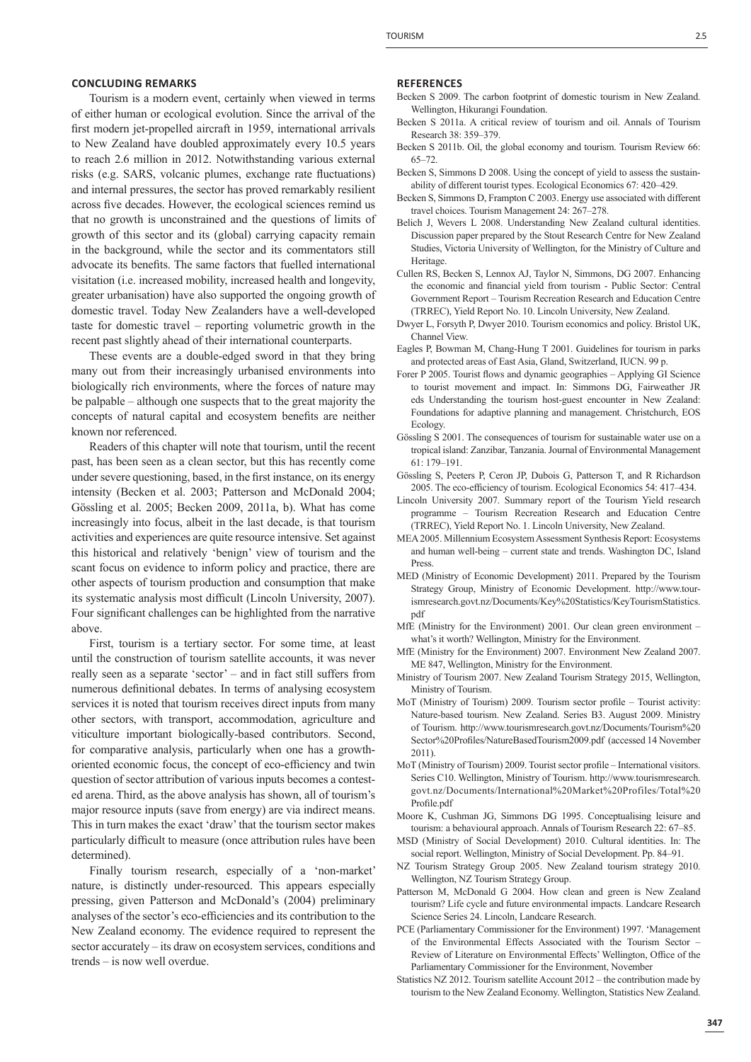## CONCLUDING REMARKS

Tourism is a modern event, certainly when viewed in terms of either human or ecological evolution. Since the arrival of the first modern jet-propelled aircraft in 1959, international arrivals to New Zealand have doubled approximately every 10.5 years to reach 2.6 million in 2012. Notwithstanding various external risks (e.g. SARS, volcanic plumes, exchange rate fluctuations) and internal pressures, the sector has proved remarkably resilient across five decades. However, the ecological sciences remind us that no growth is unconstrained and the questions of limits of growth of this sector and its (global) carrying capacity remain in the background, while the sector and its commentators still advocate its benefits. The same factors that fuelled international visitation (i.e. increased mobility, increased health and longevity, greater urbanisation) have also supported the ongoing growth of domestic travel. Today New Zealanders have a well-developed taste for domestic travel – reporting volumetric growth in the recent past slightly ahead of their international counterparts.

These events are a double-edged sword in that they bring many out from their increasingly urbanised environments into biologically rich environments, where the forces of nature may be palpable – although one suspects that to the great majority the concepts of natural capital and ecosystem benefits are neither known nor referenced.

Readers of this chapter will note that tourism, until the recent past, has been seen as a clean sector, but this has recently come under severe questioning, based, in the first instance, on its energy intensity (Becken et al. 2003; Patterson and McDonald 2004; Gössling et al. 2005; Becken 2009, 2011a, b). What has come increasingly into focus, albeit in the last decade, is that tourism activities and experiences are quite resource intensive. Set against this historical and relatively 'benign' view of tourism and the scant focus on evidence to inform policy and practice, there are other aspects of tourism production and consumption that make its systematic analysis most difficult (Lincoln University, 2007). Four significant challenges can be highlighted from the narrative above.

First, tourism is a tertiary sector. For some time, at least until the construction of tourism satellite accounts, it was never really seen as a separate 'sector' – and in fact still suffers from numerous definitional debates. In terms of analysing ecosystem services it is noted that tourism receives direct inputs from many other sectors, with transport, accommodation, agriculture and viticulture important biologically-based contributors. Second, for comparative analysis, particularly when one has a growth-oriented economic focus, the concept of eco-efficiency and twin question of sector attribution of various inputs becomes a contested arena. Third, as the above analysis has shown, all of tourism's major resource inputs (save from energy) are via indirect means. This in turn makes the exact 'draw' that the tourism sector makes particularly difficult to measure (once attribution rules have been determined).

Finally tourism research, especially of a 'non-market' nature, is distinctly under-resourced. This appears especially pressing, given Patterson and McDonald's (2004) preliminary analyses of the sector's eco-efficiencies and its contribution to the New Zealand economy. The evidence required to represent the sector accurately – its draw on ecosystem services, conditions and trends – is now well overdue.

## REFERENCES

Becken S 2009. The carbon footprint of domestic tourism in New Zealand. Wellington, Hikurangi Foundation.

Becken S 2011a. A critical review of tourism and oil. Annals of Tourism Research 38: 359–379.

Becken S 2011b. Oil, the global economy and tourism. Tourism Review 66: 65–72.

Becken S, Simmons D 2008. Using the concept of yield to assess the sustainability of different tourist types. Ecological Economics 67: 420–429.

Becken S, Simmons D, Frampton C 2003. Energy use associated with different travel choices. Tourism Management 24: 267–278.

Belich J, Wevers L 2008. Understanding New Zealand cultural identities. Discussion paper prepared by the Stout Research Centre for New Zealand Studies, Victoria University of Wellington, for the Ministry of Culture and Heritage.

Cullen RS, Becken S, Lennox AJ, Taylor N, Simmons, DG 2007. Enhancing the economic and financial yield from tourism - Public Sector: Central Government Report – Tourism Recreation Research and Education Centre (TRREC), Yield Report No. 10. Lincoln University, New Zealand.

Dwyer L, Forsyth P, Dwyer 2010. Tourism economics and policy. Bristol UK, Channel View.

Eagles P, Bowman M, Chang-Hung T 2001. Guidelines for tourism in parks and protected areas of East Asia, Gland, Switzerland, IUCN. 99 p.

Forer P 2005. Tourist flows and dynamic geographies – Applying GI Science to tourist movement and impact. In: Simmons DG, Fairweather JR eds Understanding the tourism host-guest encounter in New Zealand: Foundations for adaptive planning and management. Christchurch, EOS Ecology.

Gössling S 2001. The consequences of tourism for sustainable water use on a tropical island: Zanzibar, Tanzania. Journal of Environmental Management 61: 179–191.

Gössling S, Peeters P, Ceron JP, Dubois G, Patterson T, and R Richardson 2005. The eco-efficiency of tourism. Ecological Economics 54: 417–434.

Lincoln University 2007. Summary report of the Tourism Yield research programme – Tourism Recreation Research and Education Centre (TRREC), Yield Report No. 1. Lincoln University, New Zealand.

MEA 2005. Millennium Ecosystem Assessment Synthesis Report: Ecosystems and human well-being – current state and trends. Washington DC, Island Press.

MED (Ministry of Economic Development) 2011. Prepared by the Tourism Strategy Group, Ministry of Economic Development. http://www.tourismresearch.govt.nz/Documents/Key%20Statistics/KeyTourismStatistics.pdf

MfE (Ministry for the Environment) 2001. Our clean green environment – what's it worth? Wellington, Ministry for the Environment.

MfE (Ministry for the Environment) 2007. Environment New Zealand 2007. ME 847, Wellington, Ministry for the Environment.

Ministry of Tourism 2007. New Zealand Tourism Strategy 2015, Wellington, Ministry of Tourism.

MoT (Ministry of Tourism) 2009. Tourism sector profile – Tourist activity: Nature-based tourism. New Zealand. Series B3. August 2009. Ministry of Tourism. http://www.tourismresearch.govt.nz/Documents/Tourism%20Sector%20Profiles/NatureBasedTourism2009.pdf (accessed 14 November 2011).

MoT (Ministry of Tourism) 2009. Tourist sector profile – International visitors. Series C10. Wellington, Ministry of Tourism. http://www.tourismresearch.govt.nz/Documents/International%20Market%20Profiles/Total%20Profile.pdf

Moore K, Cushman JG, Simmons DG 1995. Conceptualising leisure and tourism: a behavioural approach. Annals of Tourism Research 22: 67–85.

MSD (Ministry of Social Development) 2010. Cultural identities. In: The social report. Wellington, Ministry of Social Development. Pp. 84–91.

NZ Tourism Strategy Group 2005. New Zealand tourism strategy 2010. Wellington, NZ Tourism Strategy Group.

Patterson M, McDonald G 2004. How clean and green is New Zealand tourism? Life cycle and future environmental impacts. Landcare Research Science Series 24. Lincoln, Landcare Research.

PCE (Parliamentary Commissioner for the Environment) 1997. 'Management of the Environmental Effects Associated with the Tourism Sector – Review of Literature on Environmental Effects' Wellington, Office of the Parliamentary Commissioner for the Environment, November

Statistics NZ 2012. Tourism satellite Account 2012 – the contribution made by tourism to the New Zealand Economy. Wellington, Statistics New Zealand.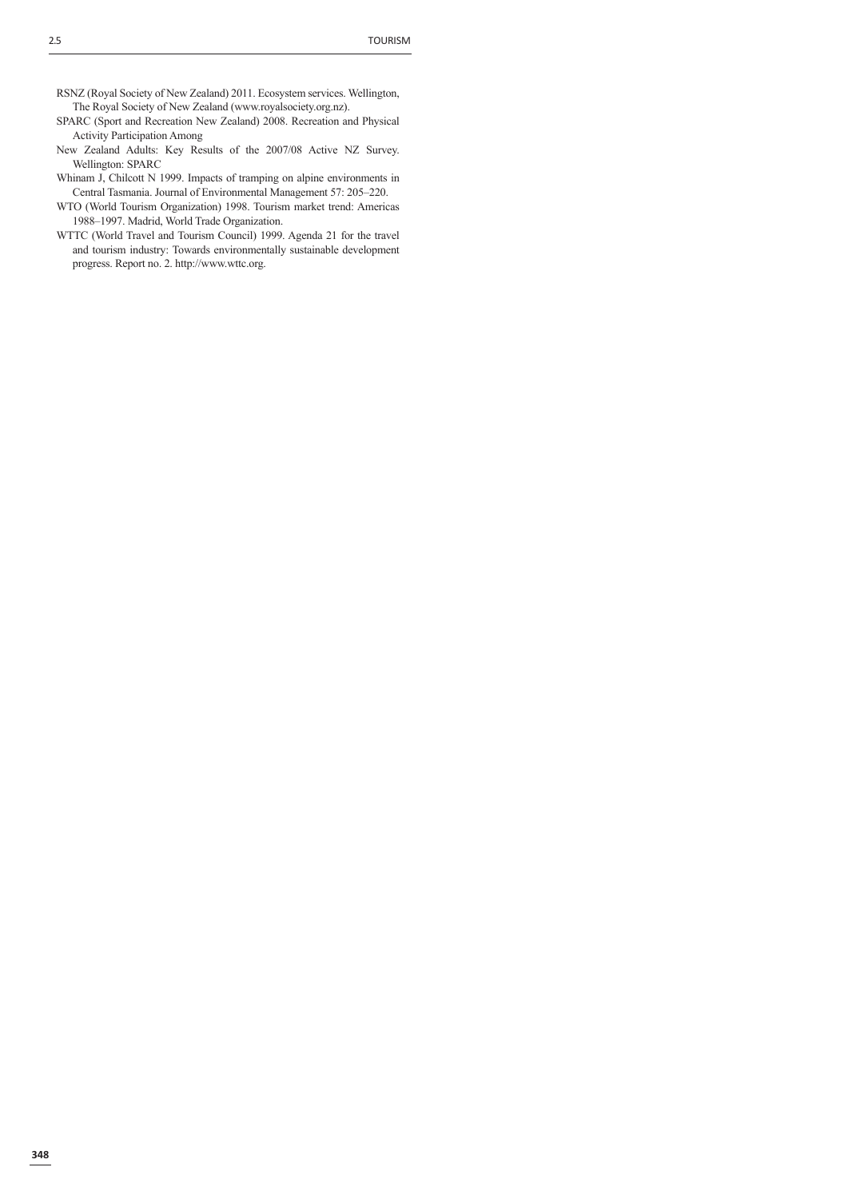RSNZ (Royal Society of New Zealand) 2011. Ecosystem services. Wellington, The Royal Society of New Zealand (www.royalsociety.org.nz).

SPARC (Sport and Recreation New Zealand) 2008. Recreation and Physical Activity Participation Among

New Zealand Adults: Key Results of the 2007/08 Active NZ Survey. Wellington: SPARC

Whinam J, Chilcott N 1999. Impacts of tramping on alpine environments in Central Tasmania. Journal of Environmental Management 57: 205–220.

WTO (World Tourism Organization) 1998. Tourism market trend: Americas 1988–1997. Madrid, World Trade Organization.

WTTC (World Travel and Tourism Council) 1999. Agenda 21 for the travel and tourism industry: Towards environmentally sustainable development progress. Report no. 2. http://www.wttc.org.